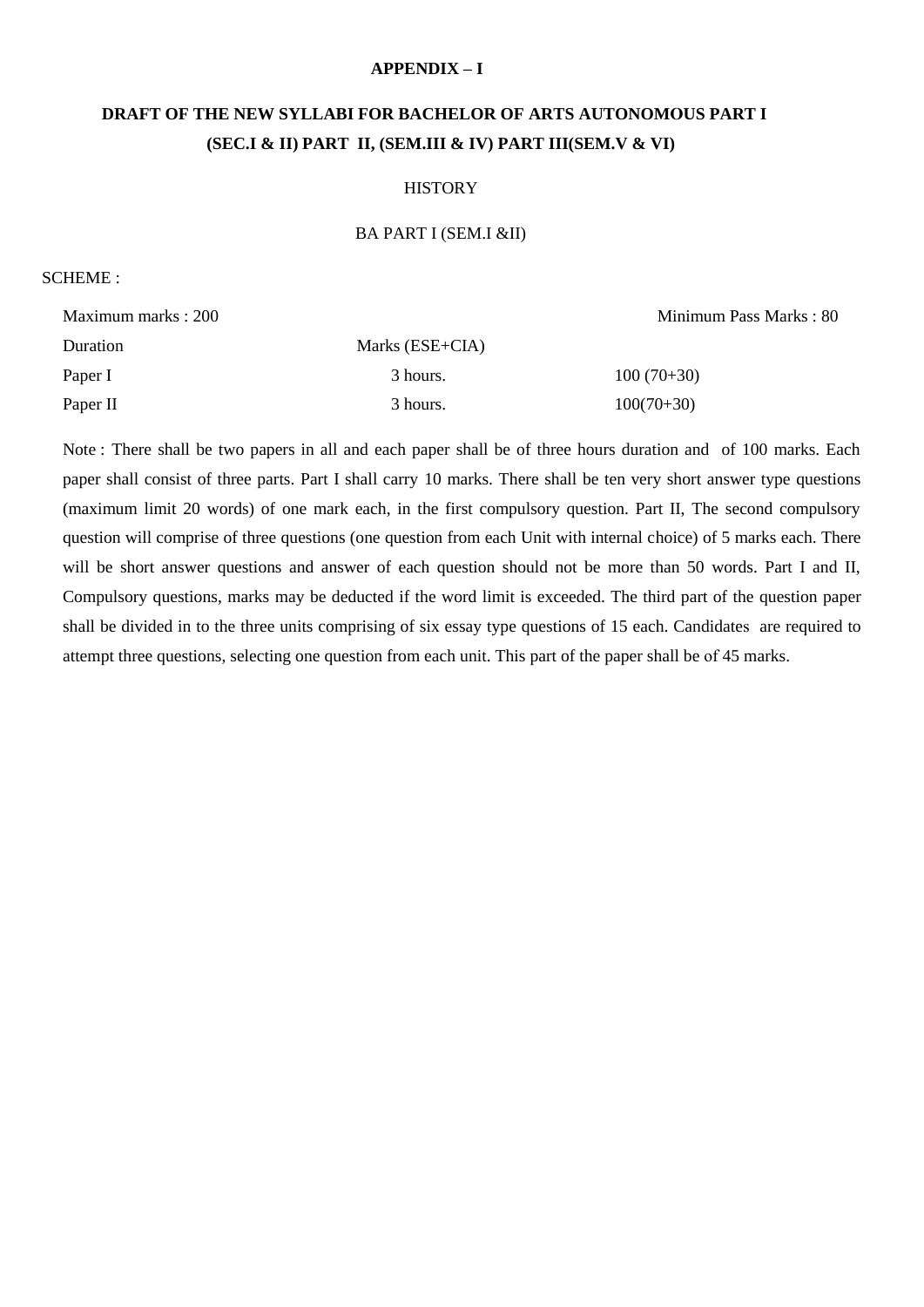**APPENDIX – I**

**DRAFT OF THE NEW SYLLABI FOR BACHELOR OF ARTS AUTONOMOUS PART I (SEC.I & II) PART II, (SEM.III & IV) PART III(SEM.V & VI)**

HISTORY

BA PART I (SEM.I &II)

SCHEME :

Maximum marks : 200 Minimum Pass Marks : 80

| Duration | | Marks (ESE+CIA) |
|---|---|---|
| Paper I | 3 hours. | 100 (70+30) |
| Paper II | 3 hours. | 100(70+30) |

Note : There shall be two papers in all and each paper shall be of three hours duration and of 100 marks. Each paper shall consist of three parts. Part I shall carry 10 marks. There shall be ten very short answer type questions (maximum limit 20 words) of one mark each, in the first compulsory question. Part II, The second compulsory question will comprise of three questions (one question from each Unit with internal choice) of 5 marks each. There will be short answer questions and answer of each question should not be more than 50 words. Part I and II, Compulsory questions, marks may be deducted if the word limit is exceeded. The third part of the question paper shall be divided in to the three units comprising of six essay type questions of 15 each. Candidates are required to attempt three questions, selecting one question from each unit. This part of the paper shall be of 45 marks.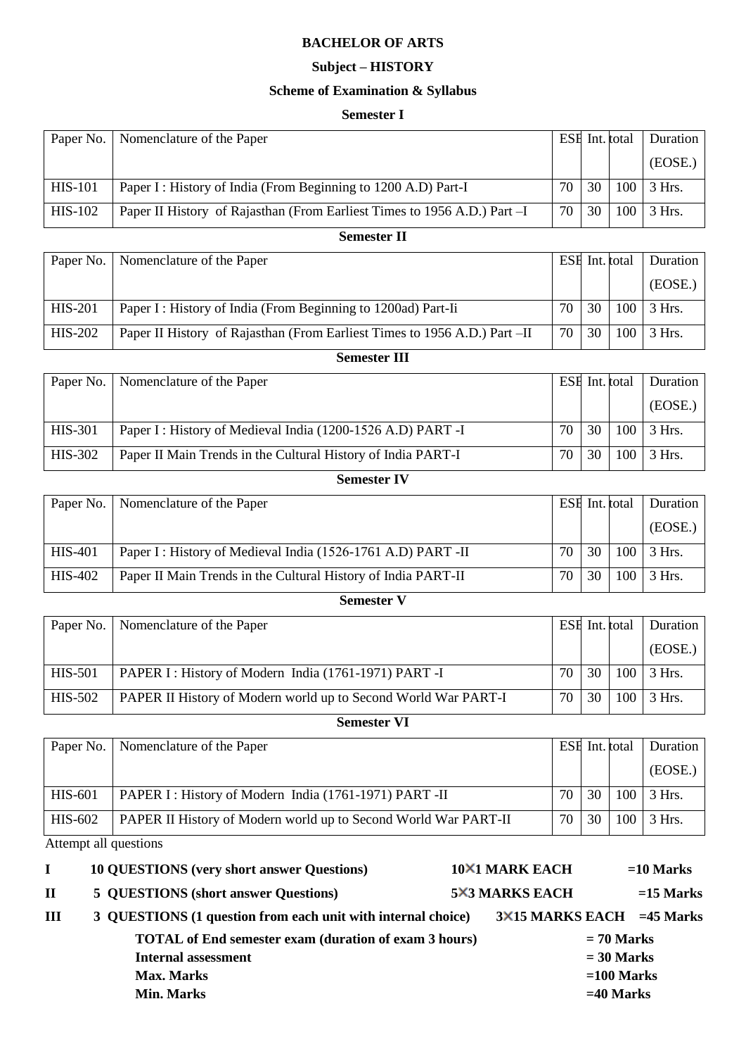**BACHELOR OF ARTS**

**Subject – HISTORY**

**Scheme of Examination & Syllabus**

**Semester I**

| Paper No. | Nomenclature of the Paper | ESE | Int. | total | Duration (EOSE.) |
|---|---|---|---|---|---|
| HIS-101 | Paper I : History of India (From Beginning to 1200 A.D) Part-I | 70 | 30 | 100 | 3 Hrs. |
| HIS-102 | Paper II History of Rajasthan (From Earliest Times to 1956 A.D.) Part –I | 70 | 30 | 100 | 3 Hrs. |

**Semester II**

| Paper No. | Nomenclature of the Paper | ESE | Int. | total | Duration (EOSE.) |
|---|---|---|---|---|---|
| HIS-201 | Paper I : History of India (From Beginning to 1200ad) Part-Ii | 70 | 30 | 100 | 3 Hrs. |
| HIS-202 | Paper II History of Rajasthan (From Earliest Times to 1956 A.D.) Part –II | 70 | 30 | 100 | 3 Hrs. |

**Semester III**

| Paper No. | Nomenclature of the Paper | ESE | Int. | total | Duration (EOSE.) |
|---|---|---|---|---|---|
| HIS-301 | Paper I : History of Medieval India (1200-1526 A.D) PART -I | 70 | 30 | 100 | 3 Hrs. |
| HIS-302 | Paper II Main Trends in the Cultural History of India PART-I | 70 | 30 | 100 | 3 Hrs. |

**Semester IV**

| Paper No. | Nomenclature of the Paper | ESE | Int. | total | Duration (EOSE.) |
|---|---|---|---|---|---|
| HIS-401 | Paper I : History of Medieval India (1526-1761 A.D) PART -II | 70 | 30 | 100 | 3 Hrs. |
| HIS-402 | Paper II Main Trends in the Cultural History of India PART-II | 70 | 30 | 100 | 3 Hrs. |

**Semester V**

| Paper No. | Nomenclature of the Paper | ESE | Int. | total | Duration (EOSE.) |
|---|---|---|---|---|---|
| HIS-501 | PAPER I : History of Modern India (1761-1971) PART -I | 70 | 30 | 100 | 3 Hrs. |
| HIS-502 | PAPER II History of Modern world up to Second World War PART-I | 70 | 30 | 100 | 3 Hrs. |

**Semester VI**

| Paper No. | Nomenclature of the Paper | ESE | Int. | total | Duration (EOSE.) |
|---|---|---|---|---|---|
| HIS-601 | PAPER I : History of Modern India (1761-1971) PART -II | 70 | 30 | 100 | 3 Hrs. |
| HIS-602 | PAPER II History of Modern world up to Second World War PART-II | 70 | 30 | 100 | 3 Hrs. |

Attempt all questions

| | | | |
|---|---|---|---|
| **I** | **10 QUESTIONS (very short answer Questions)** | **10×1 MARK EACH** | **=10 Marks** |
| **II** | **5 QUESTIONS (short answer Questions)** | **5×3 MARKS EACH** | **=15 Marks** |
| **III** | **3 QUESTIONS (1 question from each unit with internal choice)** | **3×15 MARKS EACH** | **=45 Marks** |

**TOTAL of End semester exam (duration of exam 3 hours)** **= 70 Marks**

**Internal assessment** **= 30 Marks**

**Max. Marks** **=100 Marks**

**Min. Marks** **=40 Marks**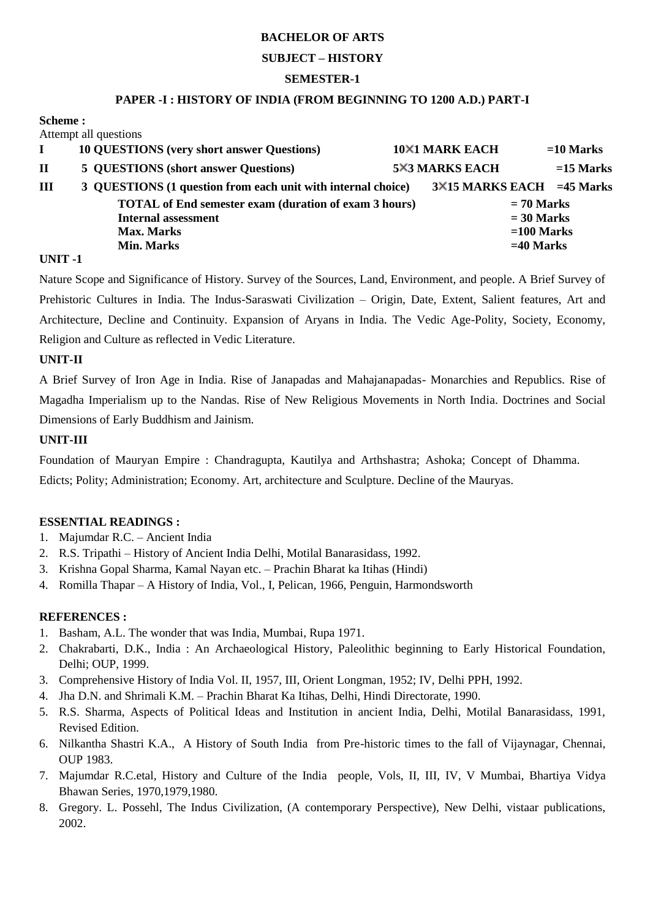**BACHELOR OF ARTS**

**SUBJECT – HISTORY**

**SEMESTER-1**

**PAPER -I : HISTORY OF INDIA (FROM BEGINNING TO 1200 A.D.) PART-I**

**Scheme :**

Attempt all questions

| | | | |
|---|---|---|---|
| **I** | **10 QUESTIONS (very short answer Questions)** | **10×1 MARK EACH** | **=10 Marks** |
| **II** | **5 QUESTIONS (short answer Questions)** | **5×3 MARKS EACH** | **=15 Marks** |
| **III** | **3 QUESTIONS (1 question from each unit with internal choice)** | **3×15 MARKS EACH** | **=45 Marks** |
| | **TOTAL of End semester exam (duration of exam 3 hours)** | | **= 70 Marks** |
| | **Internal assessment** | | **= 30 Marks** |
| | **Max. Marks** | | **=100 Marks** |
| | **Min. Marks** | | **=40 Marks** |

**UNIT -1**

Nature Scope and Significance of History. Survey of the Sources, Land, Environment, and people. A Brief Survey of Prehistoric Cultures in India. The Indus-Saraswati Civilization – Origin, Date, Extent, Salient features, Art and Architecture, Decline and Continuity. Expansion of Aryans in India. The Vedic Age-Polity, Society, Economy, Religion and Culture as reflected in Vedic Literature.

**UNIT-II**

A Brief Survey of Iron Age in India. Rise of Janapadas and Mahajanapadas- Monarchies and Republics. Rise of Magadha Imperialism up to the Nandas. Rise of New Religious Movements in North India. Doctrines and Social Dimensions of Early Buddhism and Jainism.

**UNIT-III**

Foundation of Mauryan Empire : Chandragupta, Kautilya and Arthshastra; Ashoka; Concept of Dhamma. Edicts; Polity; Administration; Economy. Art, architecture and Sculpture. Decline of the Mauryas.

**ESSENTIAL READINGS :**

1. Majumdar R.C. – Ancient India
2. R.S. Tripathi – History of Ancient India Delhi, Motilal Banarasidass, 1992.
3. Krishna Gopal Sharma, Kamal Nayan etc. – Prachin Bharat ka Itihas (Hindi)
4. Romilla Thapar – A History of India, Vol., I, Pelican, 1966, Penguin, Harmondsworth

**REFERENCES :**

1. Basham, A.L. The wonder that was India, Mumbai, Rupa 1971.
2. Chakrabarti, D.K., India : An Archaeological History, Paleolithic beginning to Early Historical Foundation, Delhi; OUP, 1999.
3. Comprehensive History of India Vol. II, 1957, III, Orient Longman, 1952; IV, Delhi PPH, 1992.
4. Jha D.N. and Shrimali K.M. – Prachin Bharat Ka Itihas, Delhi, Hindi Directorate, 1990.
5. R.S. Sharma, Aspects of Political Ideas and Institution in ancient India, Delhi, Motilal Banarasidass, 1991, Revised Edition.
6. Nilkantha Shastri K.A., A History of South India from Pre-historic times to the fall of Vijaynagar, Chennai, OUP 1983.
7. Majumdar R.C.etal, History and Culture of the India people, Vols, II, III, IV, V Mumbai, Bhartiya Vidya Bhawan Series, 1970,1979,1980.
8. Gregory. L. Possehl, The Indus Civilization, (A contemporary Perspective), New Delhi, vistaar publications, 2002.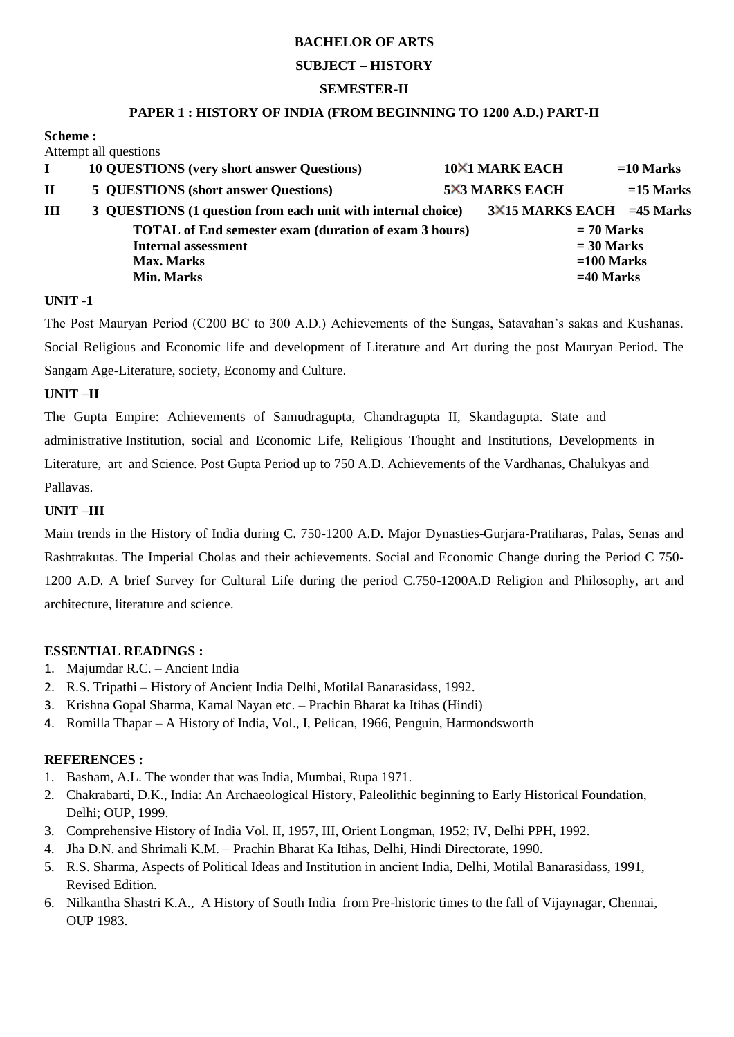# BACHELOR OF ARTS

## SUBJECT – HISTORY

## SEMESTER-II

### PAPER 1 : HISTORY OF INDIA (FROM BEGINNING TO 1200 A.D.) PART-II

**Scheme :**

Attempt all questions

| | | | |
|---|---|---|---|
| **I** | **10 QUESTIONS (very short answer Questions)** | **10×1 MARK EACH** | **=10 Marks** |
| **II** | **5 QUESTIONS (short answer Questions)** | **5×3 MARKS EACH** | **=15 Marks** |
| **III** | **3 QUESTIONS (1 question from each unit with internal choice)** | **3×15 MARKS EACH** | **=45 Marks** |
| | **TOTAL of End semester exam (duration of exam 3 hours)** | | **= 70 Marks** |
| | **Internal assessment** | | **= 30 Marks** |
| | **Max. Marks** | | **=100 Marks** |
| | **Min. Marks** | | **=40 Marks** |

**UNIT -1**

The Post Mauryan Period (C200 BC to 300 A.D.) Achievements of the Sungas, Satavahan's sakas and Kushanas. Social Religious and Economic life and development of Literature and Art during the post Mauryan Period. The Sangam Age-Literature, society, Economy and Culture.

**UNIT –II**

The Gupta Empire: Achievements of Samudragupta, Chandragupta II, Skandagupta. State and administrative Institution, social and Economic Life, Religious Thought and Institutions, Developments in Literature, art and Science. Post Gupta Period up to 750 A.D. Achievements of the Vardhanas, Chalukyas and Pallavas.

**UNIT –III**

Main trends in the History of India during C. 750-1200 A.D. Major Dynasties-Gurjara-Pratiharas, Palas, Senas and Rashtrakutas. The Imperial Cholas and their achievements. Social and Economic Change during the Period C 750-1200 A.D. A brief Survey for Cultural Life during the period C.750-1200A.D Religion and Philosophy, art and architecture, literature and science.

**ESSENTIAL READINGS :**

1. Majumdar R.C. – Ancient India
2. R.S. Tripathi – History of Ancient India Delhi, Motilal Banarasidass, 1992.
3. Krishna Gopal Sharma, Kamal Nayan etc. – Prachin Bharat ka Itihas (Hindi)
4. Romilla Thapar – A History of India, Vol., I, Pelican, 1966, Penguin, Harmondsworth

**REFERENCES :**

1. Basham, A.L. The wonder that was India, Mumbai, Rupa 1971.
2. Chakrabarti, D.K., India: An Archaeological History, Paleolithic beginning to Early Historical Foundation, Delhi; OUP, 1999.
3. Comprehensive History of India Vol. II, 1957, III, Orient Longman, 1952; IV, Delhi PPH, 1992.
4. Jha D.N. and Shrimali K.M. – Prachin Bharat Ka Itihas, Delhi, Hindi Directorate, 1990.
5. R.S. Sharma, Aspects of Political Ideas and Institution in ancient India, Delhi, Motilal Banarasidass, 1991, Revised Edition.
6. Nilkantha Shastri K.A., A History of South India from Pre-historic times to the fall of Vijaynagar, Chennai, OUP 1983.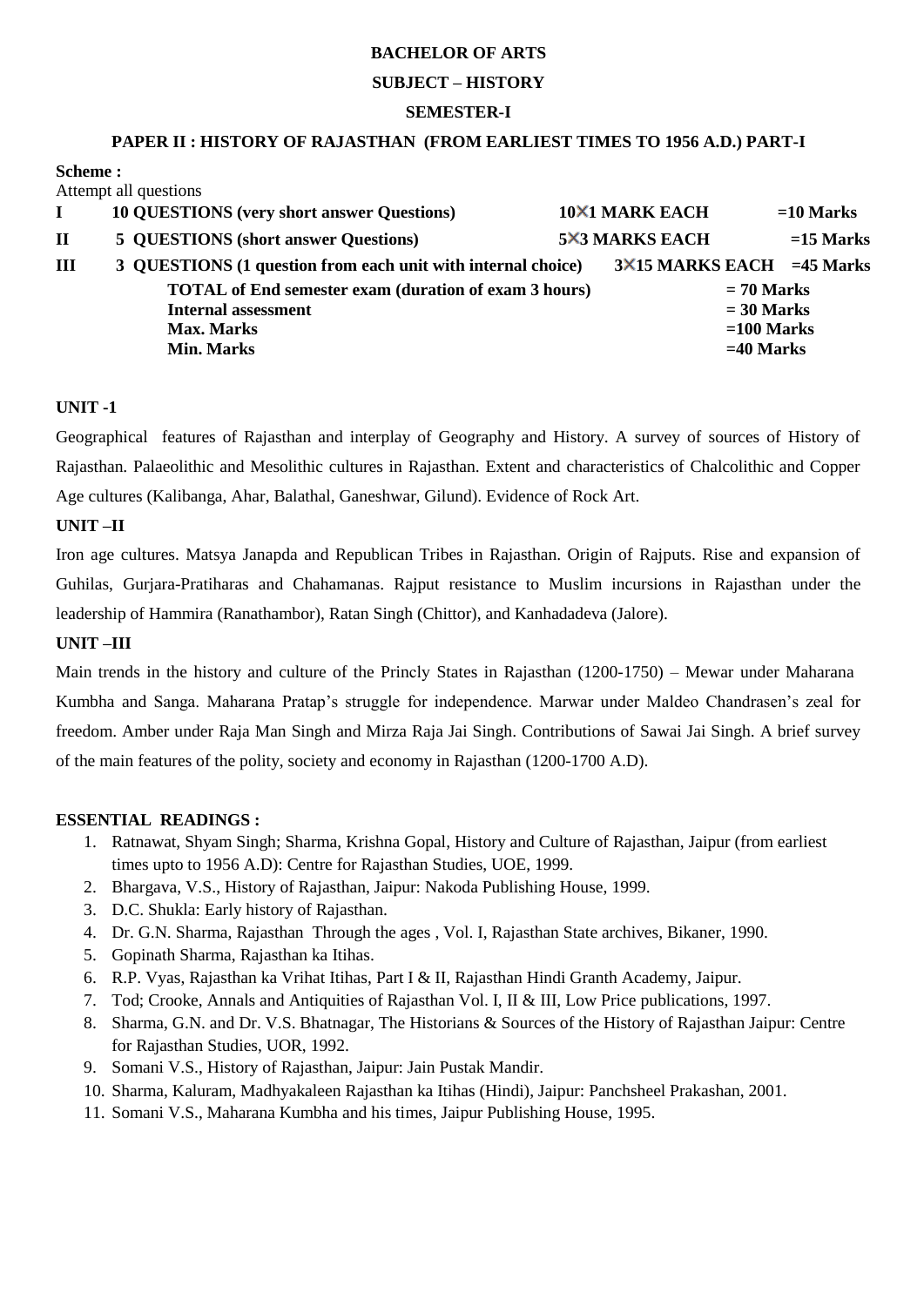**BACHELOR OF ARTS**

**SUBJECT – HISTORY**

**SEMESTER-I**

**PAPER II : HISTORY OF RAJASTHAN (FROM EARLIEST TIMES TO 1956 A.D.) PART-I**

**Scheme :**

Attempt all questions

| | | | |
|---|---|---|---|
| **I** | **10 QUESTIONS (very short answer Questions)** | **10×1 MARK EACH** | **=10 Marks** |
| **II** | **5 QUESTIONS (short answer Questions)** | **5×3 MARKS EACH** | **=15 Marks** |
| **III** | **3 QUESTIONS (1 question from each unit with internal choice)** | **3×15 MARKS EACH** | **=45 Marks** |
| | **TOTAL of End semester exam (duration of exam 3 hours)** | | **= 70 Marks** |
| | **Internal assessment** | | **= 30 Marks** |
| | **Max. Marks** | | **=100 Marks** |
| | **Min. Marks** | | **=40 Marks** |

**UNIT -1**

Geographical features of Rajasthan and interplay of Geography and History. A survey of sources of History of Rajasthan. Palaeolithic and Mesolithic cultures in Rajasthan. Extent and characteristics of Chalcolithic and Copper Age cultures (Kalibanga, Ahar, Balathal, Ganeshwar, Gilund). Evidence of Rock Art.

**UNIT –II**

Iron age cultures. Matsya Janapda and Republican Tribes in Rajasthan. Origin of Rajputs. Rise and expansion of Guhilas, Gurjara-Pratiharas and Chahamanas. Rajput resistance to Muslim incursions in Rajasthan under the leadership of Hammira (Ranathambor), Ratan Singh (Chittor), and Kanhadadeva (Jalore).

**UNIT –III**

Main trends in the history and culture of the Princly States in Rajasthan (1200-1750) – Mewar under Maharana Kumbha and Sanga. Maharana Pratap's struggle for independence. Marwar under Maldeo Chandrasen's zeal for freedom. Amber under Raja Man Singh and Mirza Raja Jai Singh. Contributions of Sawai Jai Singh. A brief survey of the main features of the polity, society and economy in Rajasthan (1200-1700 A.D).

**ESSENTIAL READINGS :**

1. Ratnawat, Shyam Singh; Sharma, Krishna Gopal, History and Culture of Rajasthan, Jaipur (from earliest times upto to 1956 A.D): Centre for Rajasthan Studies, UOE, 1999.
2. Bhargava, V.S., History of Rajasthan, Jaipur: Nakoda Publishing House, 1999.
3. D.C. Shukla: Early history of Rajasthan.
4. Dr. G.N. Sharma, Rajasthan Through the ages , Vol. I, Rajasthan State archives, Bikaner, 1990.
5. Gopinath Sharma, Rajasthan ka Itihas.
6. R.P. Vyas, Rajasthan ka Vrihat Itihas, Part I & II, Rajasthan Hindi Granth Academy, Jaipur.
7. Tod; Crooke, Annals and Antiquities of Rajasthan Vol. I, II & III, Low Price publications, 1997.
8. Sharma, G.N. and Dr. V.S. Bhatnagar, The Historians & Sources of the History of Rajasthan Jaipur: Centre for Rajasthan Studies, UOR, 1992.
9. Somani V.S., History of Rajasthan, Jaipur: Jain Pustak Mandir.
10. Sharma, Kaluram, Madhyakaleen Rajasthan ka Itihas (Hindi), Jaipur: Panchsheel Prakashan, 2001.
11. Somani V.S., Maharana Kumbha and his times, Jaipur Publishing House, 1995.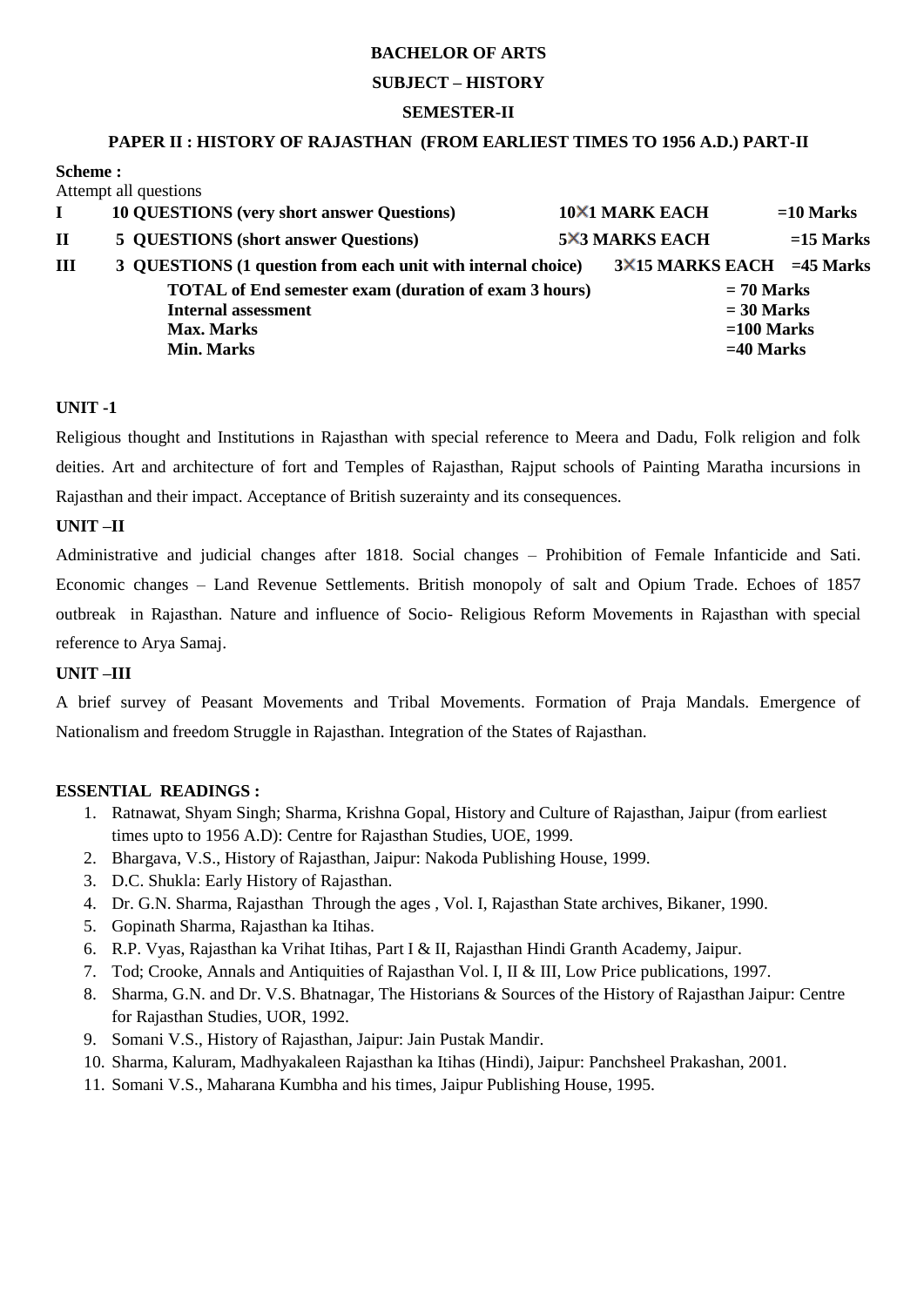**BACHELOR OF ARTS**

**SUBJECT – HISTORY**

**SEMESTER-II**

**PAPER II : HISTORY OF RAJASTHAN (FROM EARLIEST TIMES TO 1956 A.D.) PART-II**

**Scheme :**

Attempt all questions

| | | | |
|---|---|---|---|
| **I** | **10 QUESTIONS (very short answer Questions)** | **10×1 MARK EACH** | **=10 Marks** |
| **II** | **5 QUESTIONS (short answer Questions)** | **5×3 MARKS EACH** | **=15 Marks** |
| **III** | **3 QUESTIONS (1 question from each unit with internal choice)** | **3×15 MARKS EACH** | **=45 Marks** |
| | **TOTAL of End semester exam (duration of exam 3 hours)** | | **= 70 Marks** |
| | **Internal assessment** | | **= 30 Marks** |
| | **Max. Marks** | | **=100 Marks** |
| | **Min. Marks** | | **=40 Marks** |

**UNIT -1**

Religious thought and Institutions in Rajasthan with special reference to Meera and Dadu, Folk religion and folk deities. Art and architecture of fort and Temples of Rajasthan, Rajput schools of Painting Maratha incursions in Rajasthan and their impact. Acceptance of British suzerainty and its consequences.

**UNIT –II**

Administrative and judicial changes after 1818. Social changes – Prohibition of Female Infanticide and Sati. Economic changes – Land Revenue Settlements. British monopoly of salt and Opium Trade. Echoes of 1857 outbreak in Rajasthan. Nature and influence of Socio- Religious Reform Movements in Rajasthan with special reference to Arya Samaj.

**UNIT –III**

A brief survey of Peasant Movements and Tribal Movements. Formation of Praja Mandals. Emergence of Nationalism and freedom Struggle in Rajasthan. Integration of the States of Rajasthan.

**ESSENTIAL READINGS :**

1. Ratnawat, Shyam Singh; Sharma, Krishna Gopal, History and Culture of Rajasthan, Jaipur (from earliest times upto to 1956 A.D): Centre for Rajasthan Studies, UOE, 1999.
2. Bhargava, V.S., History of Rajasthan, Jaipur: Nakoda Publishing House, 1999.
3. D.C. Shukla: Early History of Rajasthan.
4. Dr. G.N. Sharma, Rajasthan Through the ages , Vol. I, Rajasthan State archives, Bikaner, 1990.
5. Gopinath Sharma, Rajasthan ka Itihas.
6. R.P. Vyas, Rajasthan ka Vrihat Itihas, Part I & II, Rajasthan Hindi Granth Academy, Jaipur.
7. Tod; Crooke, Annals and Antiquities of Rajasthan Vol. I, II & III, Low Price publications, 1997.
8. Sharma, G.N. and Dr. V.S. Bhatnagar, The Historians & Sources of the History of Rajasthan Jaipur: Centre for Rajasthan Studies, UOR, 1992.
9. Somani V.S., History of Rajasthan, Jaipur: Jain Pustak Mandir.
10. Sharma, Kaluram, Madhyakaleen Rajasthan ka Itihas (Hindi), Jaipur: Panchsheel Prakashan, 2001.
11. Somani V.S., Maharana Kumbha and his times, Jaipur Publishing House, 1995.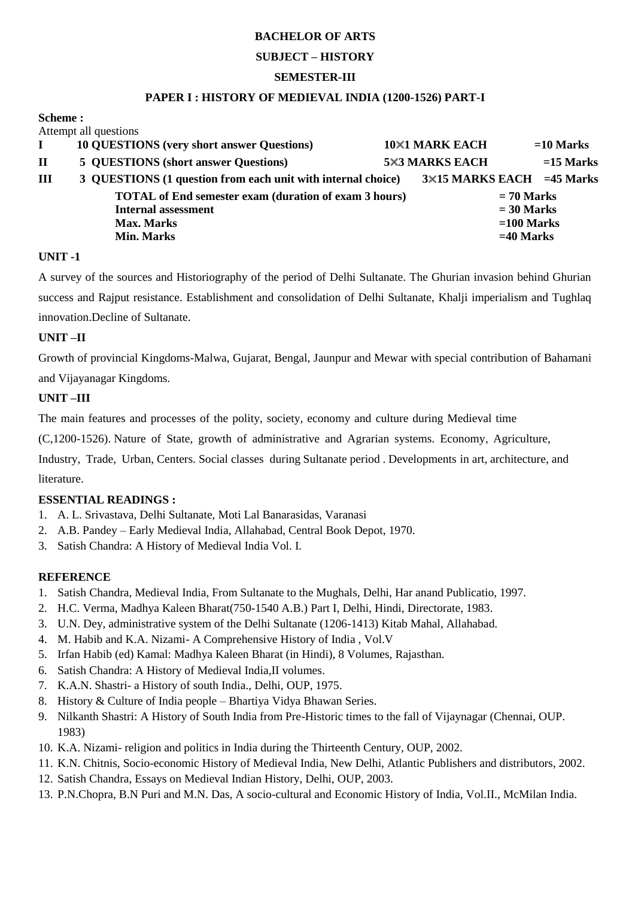**BACHELOR OF ARTS**

**SUBJECT – HISTORY**

**SEMESTER-III**

**PAPER I : HISTORY OF MEDIEVAL INDIA (1200-1526) PART-I**

**Scheme :**

Attempt all questions

| | | | |
|---|---|---|---|
| **I** | **10 QUESTIONS (very short answer Questions)** | **10×1 MARK EACH** | **=10 Marks** |
| **II** | **5 QUESTIONS (short answer Questions)** | **5×3 MARKS EACH** | **=15 Marks** |
| **III** | **3 QUESTIONS (1 question from each unit with internal choice)** | **3×15 MARKS EACH** | **=45 Marks** |
| | **TOTAL of End semester exam (duration of exam 3 hours)** | | **= 70 Marks** |
| | **Internal assessment** | | **= 30 Marks** |
| | **Max. Marks** | | **=100 Marks** |
| | **Min. Marks** | | **=40 Marks** |

**UNIT -1**

A survey of the sources and Historiography of the period of Delhi Sultanate. The Ghurian invasion behind Ghurian success and Rajput resistance. Establishment and consolidation of Delhi Sultanate, Khalji imperialism and Tughlaq innovation.Decline of Sultanate.

**UNIT –II**

Growth of provincial Kingdoms-Malwa, Gujarat, Bengal, Jaunpur and Mewar with special contribution of Bahamani and Vijayanagar Kingdoms.

**UNIT –III**

The main features and processes of the polity, society, economy and culture during Medieval time (C,1200-1526). Nature of State, growth of administrative and Agrarian systems. Economy, Agriculture, Industry, Trade, Urban, Centers. Social classes during Sultanate period . Developments in art, architecture, and literature.

**ESSENTIAL READINGS :**

1. A. L. Srivastava, Delhi Sultanate, Moti Lal Banarasidas, Varanasi
2. A.B. Pandey – Early Medieval India, Allahabad, Central Book Depot, 1970.
3. Satish Chandra: A History of Medieval India Vol. I.

**REFERENCE**

1. Satish Chandra, Medieval India, From Sultanate to the Mughals, Delhi, Har anand Publicatio, 1997.
2. H.C. Verma, Madhya Kaleen Bharat(750-1540 A.B.) Part I, Delhi, Hindi, Directorate, 1983.
3. U.N. Dey, administrative system of the Delhi Sultanate (1206-1413) Kitab Mahal, Allahabad.
4. M. Habib and K.A. Nizami- A Comprehensive History of India , Vol.V
5. Irfan Habib (ed) Kamal: Madhya Kaleen Bharat (in Hindi), 8 Volumes, Rajasthan.
6. Satish Chandra: A History of Medieval India,II volumes.
7. K.A.N. Shastri- a History of south India., Delhi, OUP, 1975.
8. History & Culture of India people – Bhartiya Vidya Bhawan Series.
9. Nilkanth Shastri: A History of South India from Pre-Historic times to the fall of Vijaynagar (Chennai, OUP. 1983)
10. K.A. Nizami- religion and politics in India during the Thirteenth Century, OUP, 2002.
11. K.N. Chitnis, Socio-economic History of Medieval India, New Delhi, Atlantic Publishers and distributors, 2002.
12. Satish Chandra, Essays on Medieval Indian History, Delhi, OUP, 2003.
13. P.N.Chopra, B.N Puri and M.N. Das, A socio-cultural and Economic History of India, Vol.II., McMilan India.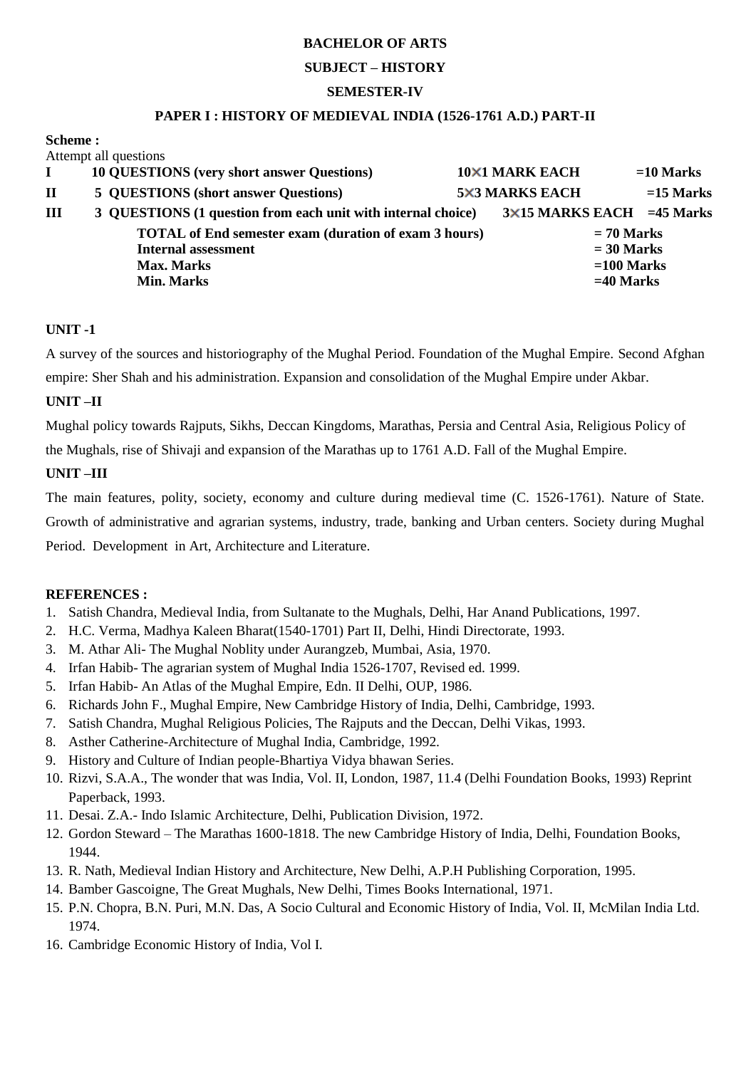**BACHELOR OF ARTS**

**SUBJECT – HISTORY**

**SEMESTER-IV**

**PAPER I : HISTORY OF MEDIEVAL INDIA (1526-1761 A.D.) PART-II**

**Scheme :**

Attempt all questions

| | | | |
|---|---|---|---|
| **I** | **10 QUESTIONS (very short answer Questions)** | **10×1 MARK EACH** | **=10 Marks** |
| **II** | **5 QUESTIONS (short answer Questions)** | **5×3 MARKS EACH** | **=15 Marks** |
| **III** | **3 QUESTIONS (1 question from each unit with internal choice)** | **3×15 MARKS EACH** | **=45 Marks** |
| | **TOTAL of End semester exam (duration of exam 3 hours)** | | **= 70 Marks** |
| | **Internal assessment** | | **= 30 Marks** |
| | **Max. Marks** | | **=100 Marks** |
| | **Min. Marks** | | **=40 Marks** |

**UNIT -1**

A survey of the sources and historiography of the Mughal Period. Foundation of the Mughal Empire. Second Afghan empire: Sher Shah and his administration. Expansion and consolidation of the Mughal Empire under Akbar.

**UNIT –II**

Mughal policy towards Rajputs, Sikhs, Deccan Kingdoms, Marathas, Persia and Central Asia, Religious Policy of the Mughals, rise of Shivaji and expansion of the Marathas up to 1761 A.D. Fall of the Mughal Empire.

**UNIT –III**

The main features, polity, society, economy and culture during medieval time (C. 1526-1761). Nature of State. Growth of administrative and agrarian systems, industry, trade, banking and Urban centers. Society during Mughal Period. Development in Art, Architecture and Literature.

**REFERENCES :**

1. Satish Chandra, Medieval India, from Sultanate to the Mughals, Delhi, Har Anand Publications, 1997.
2. H.C. Verma, Madhya Kaleen Bharat(1540-1701) Part II, Delhi, Hindi Directorate, 1993.
3. M. Athar Ali- The Mughal Noblity under Aurangzeb, Mumbai, Asia, 1970.
4. Irfan Habib- The agrarian system of Mughal India 1526-1707, Revised ed. 1999.
5. Irfan Habib- An Atlas of the Mughal Empire, Edn. II Delhi, OUP, 1986.
6. Richards John F., Mughal Empire, New Cambridge History of India, Delhi, Cambridge, 1993.
7. Satish Chandra, Mughal Religious Policies, The Rajputs and the Deccan, Delhi Vikas, 1993.
8. Asther Catherine-Architecture of Mughal India, Cambridge, 1992.
9. History and Culture of Indian people-Bhartiya Vidya bhawan Series.
10. Rizvi, S.A.A., The wonder that was India, Vol. II, London, 1987, 11.4 (Delhi Foundation Books, 1993) Reprint Paperback, 1993.
11. Desai. Z.A.- Indo Islamic Architecture, Delhi, Publication Division, 1972.
12. Gordon Steward – The Marathas 1600-1818. The new Cambridge History of India, Delhi, Foundation Books, 1944.
13. R. Nath, Medieval Indian History and Architecture, New Delhi, A.P.H Publishing Corporation, 1995.
14. Bamber Gascoigne, The Great Mughals, New Delhi, Times Books International, 1971.
15. P.N. Chopra, B.N. Puri, M.N. Das, A Socio Cultural and Economic History of India, Vol. II, McMilan India Ltd. 1974.
16. Cambridge Economic History of India, Vol I.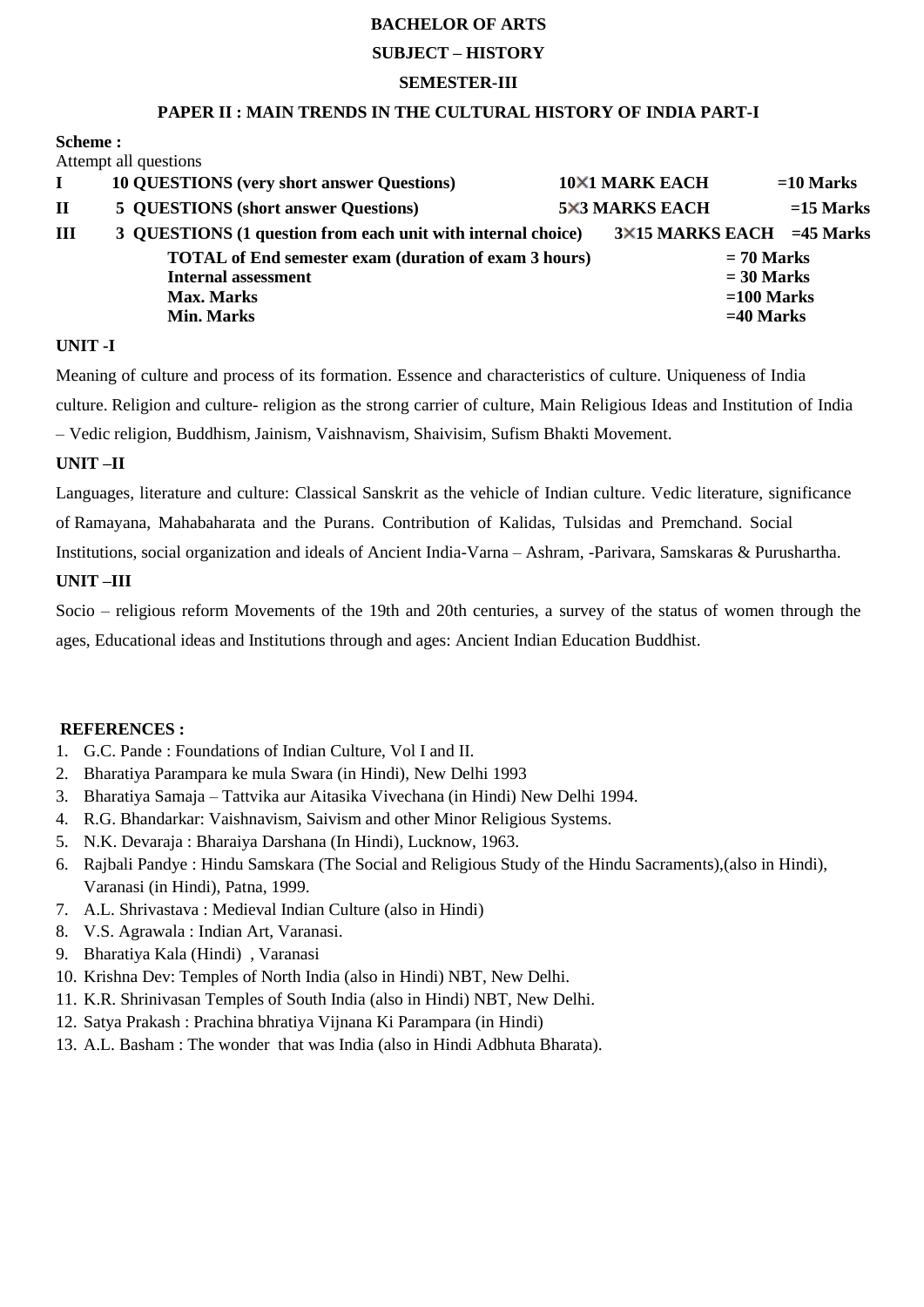**BACHELOR OF ARTS**

**SUBJECT – HISTORY**

**SEMESTER-III**

**PAPER II : MAIN TRENDS IN THE CULTURAL HISTORY OF INDIA PART-I**

**Scheme :**

Attempt all questions

| | | | |
|---|---|---|---|
| **I** | **10 QUESTIONS (very short answer Questions)** | **10×1 MARK EACH** | **=10 Marks** |
| **II** | **5 QUESTIONS (short answer Questions)** | **5×3 MARKS EACH** | **=15 Marks** |
| **III** | **3 QUESTIONS (1 question from each unit with internal choice)** | **3×15 MARKS EACH** | **=45 Marks** |
| | **TOTAL of End semester exam (duration of exam 3 hours)** | | **= 70 Marks** |
| | **Internal assessment** | | **= 30 Marks** |
| | **Max. Marks** | | **=100 Marks** |
| | **Min. Marks** | | **=40 Marks** |

**UNIT -I**

Meaning of culture and process of its formation. Essence and characteristics of culture. Uniqueness of India culture. Religion and culture- religion as the strong carrier of culture, Main Religious Ideas and Institution of India – Vedic religion, Buddhism, Jainism, Vaishnavism, Shaivisim, Sufism Bhakti Movement.

**UNIT –II**

Languages, literature and culture: Classical Sanskrit as the vehicle of Indian culture. Vedic literature, significance of Ramayana, Mahabaharata and the Purans. Contribution of Kalidas, Tulsidas and Premchand. Social Institutions, social organization and ideals of Ancient India-Varna – Ashram, -Parivara, Samskaras & Purushartha.

**UNIT –III**

Socio – religious reform Movements of the 19th and 20th centuries, a survey of the status of women through the ages, Educational ideas and Institutions through and ages: Ancient Indian Education Buddhist.

**REFERENCES :**

1. G.C. Pande : Foundations of Indian Culture, Vol I and II.
2. Bharatiya Parampara ke mula Swara (in Hindi), New Delhi 1993
3. Bharatiya Samaja – Tattvika aur Aitasika Vivechana (in Hindi) New Delhi 1994.
4. R.G. Bhandarkar: Vaishnavism, Saivism and other Minor Religious Systems.
5. N.K. Devaraja : Bharaiya Darshana (In Hindi), Lucknow, 1963.
6. Rajbali Pandye : Hindu Samskara (The Social and Religious Study of the Hindu Sacraments),(also in Hindi), Varanasi (in Hindi), Patna, 1999.
7. A.L. Shrivastava : Medieval Indian Culture (also in Hindi)
8. V.S. Agrawala : Indian Art, Varanasi.
9. Bharatiya Kala (Hindi) , Varanasi
10. Krishna Dev: Temples of North India (also in Hindi) NBT, New Delhi.
11. K.R. Shrinivasan Temples of South India (also in Hindi) NBT, New Delhi.
12. Satya Prakash : Prachina bhratiya Vijnana Ki Parampara (in Hindi)
13. A.L. Basham : The wonder that was India (also in Hindi Adbhuta Bharata).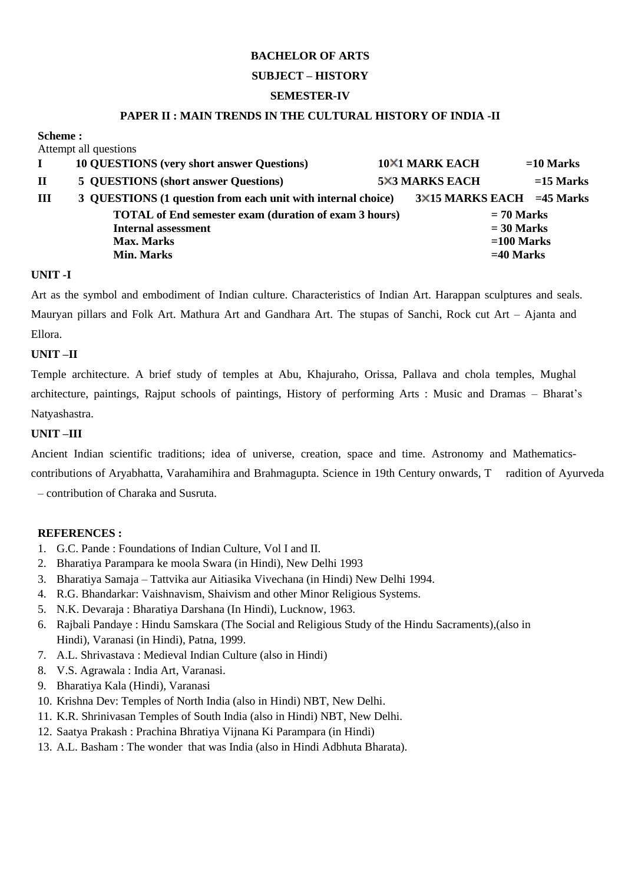**BACHELOR OF ARTS**

**SUBJECT – HISTORY**

**SEMESTER-IV**

**PAPER II : MAIN TRENDS IN THE CULTURAL HISTORY OF INDIA -II**

**Scheme :**

Attempt all questions

| | | | |
|---|---|---|---|
| **I** | **10 QUESTIONS (very short answer Questions)** | **10×1 MARK EACH** | **=10 Marks** |
| **II** | **5 QUESTIONS (short answer Questions)** | **5×3 MARKS EACH** | **=15 Marks** |
| **III** | **3 QUESTIONS (1 question from each unit with internal choice)** | **3×15 MARKS EACH** | **=45 Marks** |
| | **TOTAL of End semester exam (duration of exam 3 hours)** | | **= 70 Marks** |
| | **Internal assessment** | | **= 30 Marks** |
| | **Max. Marks** | | **=100 Marks** |
| | **Min. Marks** | | **=40 Marks** |

**UNIT -I**

Art as the symbol and embodiment of Indian culture. Characteristics of Indian Art. Harappan sculptures and seals. Mauryan pillars and Folk Art. Mathura Art and Gandhara Art. The stupas of Sanchi, Rock cut Art – Ajanta and Ellora.

**UNIT –II**

Temple architecture. A brief study of temples at Abu, Khajuraho, Orissa, Pallava and chola temples, Mughal architecture, paintings, Rajput schools of paintings, History of performing Arts : Music and Dramas – Bharat's Natyashastra.

**UNIT –III**

Ancient Indian scientific traditions; idea of universe, creation, space and time. Astronomy and Mathematics-contributions of Aryabhatta, Varahamihira and Brahmagupta. Science in 19th Century onwards, Tradition of Ayurveda – contribution of Charaka and Susruta.

**REFERENCES :**

1. G.C. Pande : Foundations of Indian Culture, Vol I and II.
2. Bharatiya Parampara ke moola Swara (in Hindi), New Delhi 1993
3. Bharatiya Samaja – Tattvika aur Aitiasika Vivechana (in Hindi) New Delhi 1994.
4. R.G. Bhandarkar: Vaishnavism, Shaivism and other Minor Religious Systems.
5. N.K. Devaraja : Bharatiya Darshana (In Hindi), Lucknow, 1963.
6. Rajbali Pandaye : Hindu Samskara (The Social and Religious Study of the Hindu Sacraments),(also in Hindi), Varanasi (in Hindi), Patna, 1999.
7. A.L. Shrivastava : Medieval Indian Culture (also in Hindi)
8. V.S. Agrawala : India Art, Varanasi.
9. Bharatiya Kala (Hindi), Varanasi
10. Krishna Dev: Temples of North India (also in Hindi) NBT, New Delhi.
11. K.R. Shrinivasan Temples of South India (also in Hindi) NBT, New Delhi.
12. Saatya Prakash : Prachina Bhratiya Vijnana Ki Parampara (in Hindi)
13. A.L. Basham : The wonder that was India (also in Hindi Adbhuta Bharata).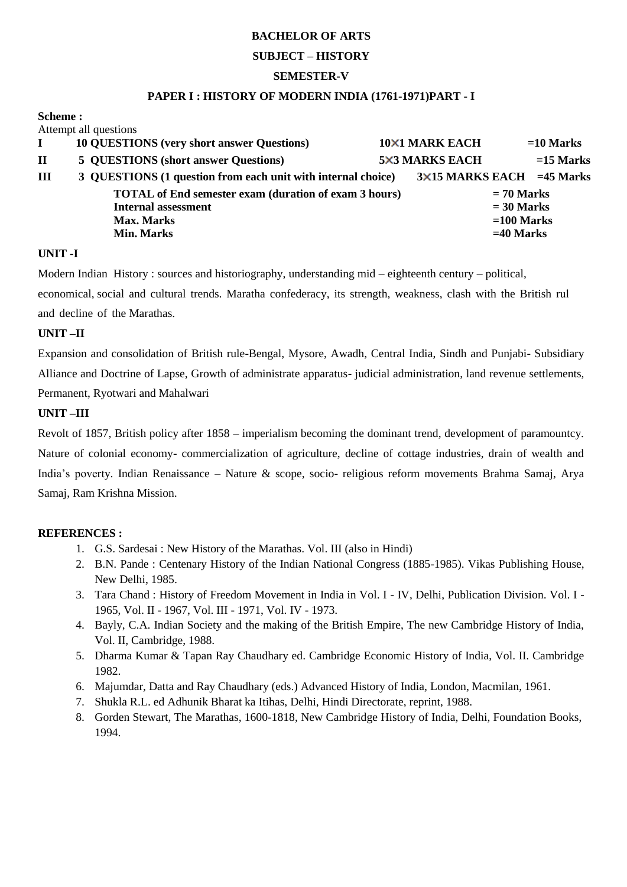**BACHELOR OF ARTS**

**SUBJECT – HISTORY**

**SEMESTER-V**

**PAPER I : HISTORY OF MODERN INDIA (1761-1971)PART - I**

**Scheme :**

Attempt all questions

| | | | |
|---|---|---|---|
| **I** | **10 QUESTIONS (very short answer Questions)** | **10×1 MARK EACH** | **=10 Marks** |
| **II** | **5 QUESTIONS (short answer Questions)** | **5×3 MARKS EACH** | **=15 Marks** |
| **III** | **3 QUESTIONS (1 question from each unit with internal choice)** | **3×15 MARKS EACH** | **=45 Marks** |
| | **TOTAL of End semester exam (duration of exam 3 hours)** | | **= 70 Marks** |
| | **Internal assessment** | | **= 30 Marks** |
| | **Max. Marks** | | **=100 Marks** |
| | **Min. Marks** | | **=40 Marks** |

**UNIT -I**

Modern Indian History : sources and historiography, understanding mid – eighteenth century – political, economical, social and cultural trends. Maratha confederacy, its strength, weakness, clash with the British rul and decline of the Marathas.

**UNIT –II**

Expansion and consolidation of British rule-Bengal, Mysore, Awadh, Central India, Sindh and Punjabi- Subsidiary Alliance and Doctrine of Lapse, Growth of administrate apparatus- judicial administration, land revenue settlements, Permanent, Ryotwari and Mahalwari

**UNIT –III**

Revolt of 1857, British policy after 1858 – imperialism becoming the dominant trend, development of paramountcy. Nature of colonial economy- commercialization of agriculture, decline of cottage industries, drain of wealth and India's poverty. Indian Renaissance – Nature & scope, socio- religious reform movements Brahma Samaj, Arya Samaj, Ram Krishna Mission.

**REFERENCES :**

1. G.S. Sardesai : New History of the Marathas. Vol. III (also in Hindi)
2. B.N. Pande : Centenary History of the Indian National Congress (1885-1985). Vikas Publishing House, New Delhi, 1985.
3. Tara Chand : History of Freedom Movement in India in Vol. I - IV, Delhi, Publication Division. Vol. I - 1965, Vol. II - 1967, Vol. III - 1971, Vol. IV - 1973.
4. Bayly, C.A. Indian Society and the making of the British Empire, The new Cambridge History of India, Vol. II, Cambridge, 1988.
5. Dharma Kumar & Tapan Ray Chaudhary ed. Cambridge Economic History of India, Vol. II. Cambridge 1982.
6. Majumdar, Datta and Ray Chaudhary (eds.) Advanced History of India, London, Macmilan, 1961.
7. Shukla R.L. ed Adhunik Bharat ka Itihas, Delhi, Hindi Directorate, reprint, 1988.
8. Gorden Stewart, The Marathas, 1600-1818, New Cambridge History of India, Delhi, Foundation Books, 1994.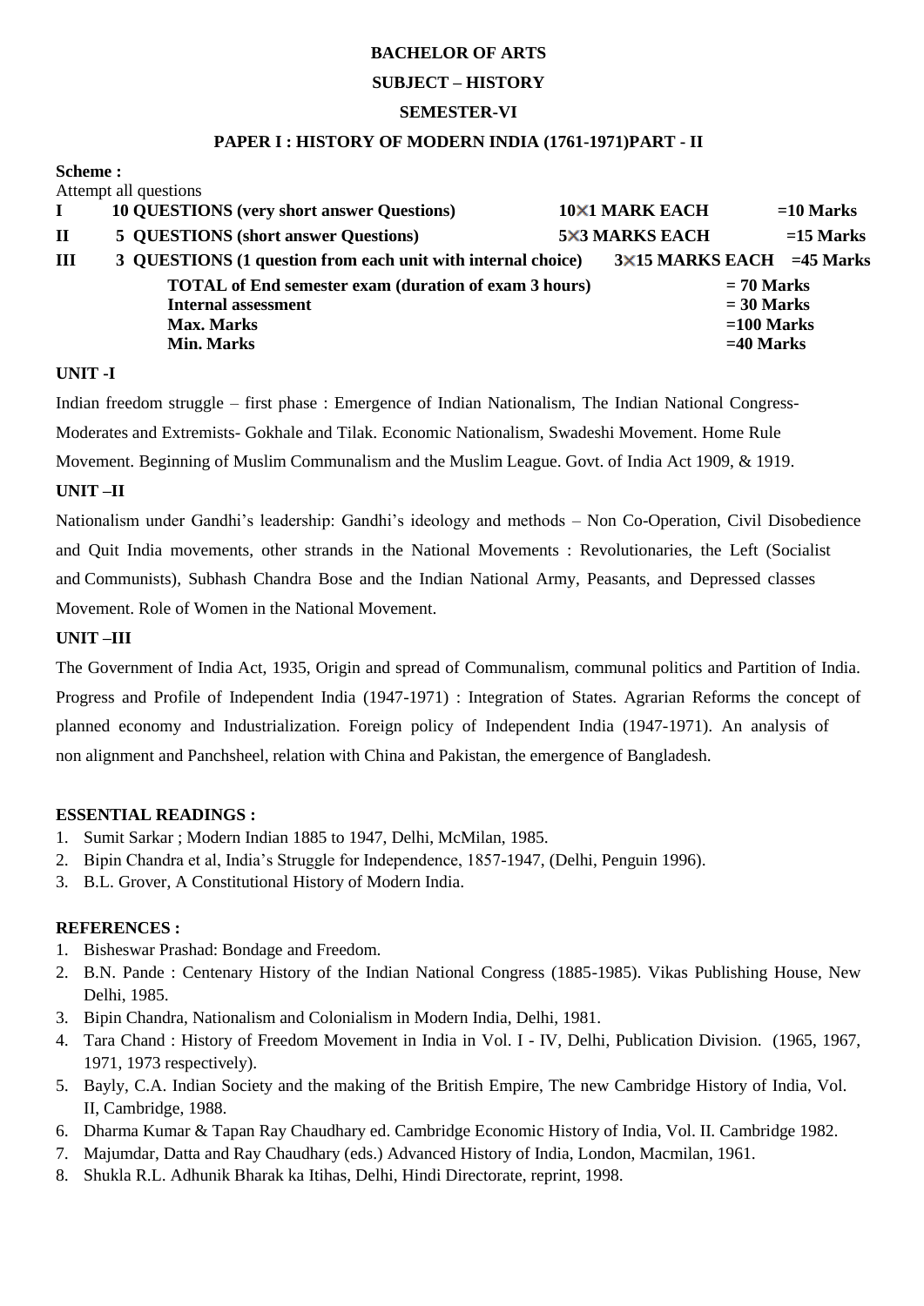**BACHELOR OF ARTS**

**SUBJECT – HISTORY**

**SEMESTER-VI**

**PAPER I : HISTORY OF MODERN INDIA (1761-1971)PART - II**

**Scheme :**

Attempt all questions

| | | | |
|---|---|---|---|
| **I** | **10 QUESTIONS (very short answer Questions)** | **10×1 MARK EACH** | **=10 Marks** |
| **II** | **5 QUESTIONS (short answer Questions)** | **5×3 MARKS EACH** | **=15 Marks** |
| **III** | **3 QUESTIONS (1 question from each unit with internal choice)** | **3×15 MARKS EACH** | **=45 Marks** |
| | **TOTAL of End semester exam (duration of exam 3 hours)** | | **= 70 Marks** |
| | **Internal assessment** | | **= 30 Marks** |
| | **Max. Marks** | | **=100 Marks** |
| | **Min. Marks** | | **=40 Marks** |

**UNIT -I**

Indian freedom struggle – first phase : Emergence of Indian Nationalism, The Indian National Congress-Moderates and Extremists- Gokhale and Tilak. Economic Nationalism, Swadeshi Movement. Home Rule Movement. Beginning of Muslim Communalism and the Muslim League. Govt. of India Act 1909, & 1919.

**UNIT –II**

Nationalism under Gandhi's leadership: Gandhi's ideology and methods – Non Co-Operation, Civil Disobedience and Quit India movements, other strands in the National Movements : Revolutionaries, the Left (Socialist and Communists), Subhash Chandra Bose and the Indian National Army, Peasants, and Depressed classes Movement. Role of Women in the National Movement.

**UNIT –III**

The Government of India Act, 1935, Origin and spread of Communalism, communal politics and Partition of India. Progress and Profile of Independent India (1947-1971) : Integration of States. Agrarian Reforms the concept of planned economy and Industrialization. Foreign policy of Independent India (1947-1971). An analysis of non alignment and Panchsheel, relation with China and Pakistan, the emergence of Bangladesh.

**ESSENTIAL READINGS :**

1. Sumit Sarkar ; Modern Indian 1885 to 1947, Delhi, McMilan, 1985.
2. Bipin Chandra et al, India's Struggle for Independence, 1857-1947, (Delhi, Penguin 1996).
3. B.L. Grover, A Constitutional History of Modern India.

**REFERENCES :**

1. Bisheswar Prashad: Bondage and Freedom.
2. B.N. Pande : Centenary History of the Indian National Congress (1885-1985). Vikas Publishing House, New Delhi, 1985.
3. Bipin Chandra, Nationalism and Colonialism in Modern India, Delhi, 1981.
4. Tara Chand : History of Freedom Movement in India in Vol. I - IV, Delhi, Publication Division. (1965, 1967, 1971, 1973 respectively).
5. Bayly, C.A. Indian Society and the making of the British Empire, The new Cambridge History of India, Vol. II, Cambridge, 1988.
6. Dharma Kumar & Tapan Ray Chaudhary ed. Cambridge Economic History of India, Vol. II. Cambridge 1982.
7. Majumdar, Datta and Ray Chaudhary (eds.) Advanced History of India, London, Macmilan, 1961.
8. Shukla R.L. Adhunik Bharak ka Itihas, Delhi, Hindi Directorate, reprint, 1998.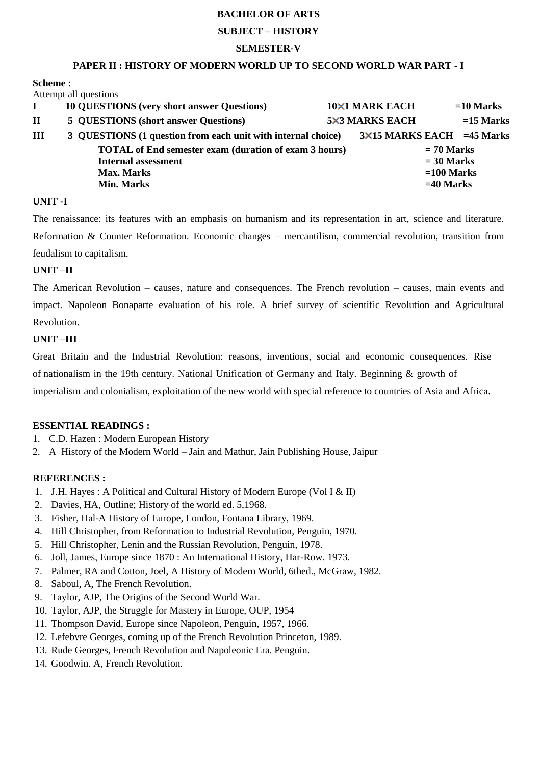**BACHELOR OF ARTS**

**SUBJECT – HISTORY**

**SEMESTER-V**

**PAPER II : HISTORY OF MODERN WORLD UP TO SECOND WORLD WAR PART - I**

**Scheme :**

Attempt all questions

| | | | |
|---|---|---|---|
| **I** | **10 QUESTIONS (very short answer Questions)** | **10×1 MARK EACH** | **=10 Marks** |
| **II** | **5 QUESTIONS (short answer Questions)** | **5×3 MARKS EACH** | **=15 Marks** |
| **III** | **3 QUESTIONS (1 question from each unit with internal choice)** | **3×15 MARKS EACH** | **=45 Marks** |
| | **TOTAL of End semester exam (duration of exam 3 hours)** | | **= 70 Marks** |
| | **Internal assessment** | | **= 30 Marks** |
| | **Max. Marks** | | **=100 Marks** |
| | **Min. Marks** | | **=40 Marks** |

**UNIT -I**

The renaissance: its features with an emphasis on humanism and its representation in art, science and literature. Reformation & Counter Reformation. Economic changes – mercantilism, commercial revolution, transition from feudalism to capitalism.

**UNIT –II**

The American Revolution – causes, nature and consequences. The French revolution – causes, main events and impact. Napoleon Bonaparte evaluation of his role. A brief survey of scientific Revolution and Agricultural Revolution.

**UNIT –III**

Great Britain and the Industrial Revolution: reasons, inventions, social and economic consequences. Rise of nationalism in the 19th century. National Unification of Germany and Italy. Beginning & growth of imperialism and colonialism, exploitation of the new world with special reference to countries of Asia and Africa.

**ESSENTIAL READINGS :**

1. C.D. Hazen : Modern European History
2. A History of the Modern World – Jain and Mathur, Jain Publishing House, Jaipur

**REFERENCES :**

1. J.H. Hayes : A Political and Cultural History of Modern Europe (Vol I & II)
2. Davies, HA, Outline; History of the world ed. 5,1968.
3. Fisher, Hal-A History of Europe, London, Fontana Library, 1969.
4. Hill Christopher, from Reformation to Industrial Revolution, Penguin, 1970.
5. Hill Christopher, Lenin and the Russian Revolution, Penguin, 1978.
6. Joll, James, Europe since 1870 : An International History, Har-Row. 1973.
7. Palmer, RA and Cotton, Joel, A History of Modern World, 6thed., McGraw, 1982.
8. Saboul, A, The French Revolution.
9. Taylor, AJP, The Origins of the Second World War.
10. Taylor, AJP, the Struggle for Mastery in Europe, OUP, 1954
11. Thompson David, Europe since Napoleon, Penguin, 1957, 1966.
12. Lefebvre Georges, coming up of the French Revolution Princeton, 1989.
13. Rude Georges, French Revolution and Napoleonic Era. Penguin.
14. Goodwin. A, French Revolution.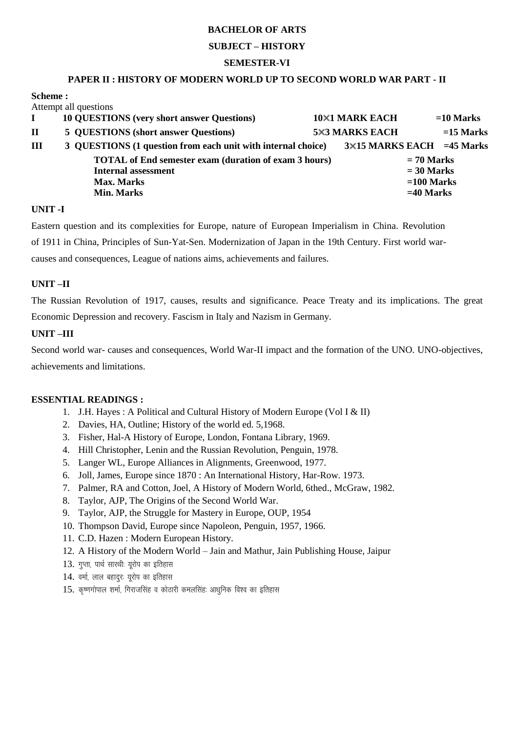**BACHELOR OF ARTS**

**SUBJECT – HISTORY**

**SEMESTER-VI**

**PAPER II : HISTORY OF MODERN WORLD UP TO SECOND WORLD WAR PART - II**

**Scheme :**

Attempt all questions

| | | | |
|---|---|---|---|
| **I** | **10 QUESTIONS (very short answer Questions)** | **10×1 MARK EACH** | **=10 Marks** |
| **II** | **5 QUESTIONS (short answer Questions)** | **5×3 MARKS EACH** | **=15 Marks** |
| **III** | **3 QUESTIONS (1 question from each unit with internal choice)** | **3×15 MARKS EACH** | **=45 Marks** |
| | **TOTAL of End semester exam (duration of exam 3 hours)** | | **= 70 Marks** |
| | **Internal assessment** | | **= 30 Marks** |
| | **Max. Marks** | | **=100 Marks** |
| | **Min. Marks** | | **=40 Marks** |

**UNIT -I**

Eastern question and its complexities for Europe, nature of European Imperialism in China. Revolution of 1911 in China, Principles of Sun-Yat-Sen. Modernization of Japan in the 19th Century. First world war- causes and consequences, League of nations aims, achievements and failures.

**UNIT –II**

The Russian Revolution of 1917, causes, results and significance. Peace Treaty and its implications. The great Economic Depression and recovery. Fascism in Italy and Nazism in Germany.

**UNIT –III**

Second world war- causes and consequences, World War-II impact and the formation of the UNO. UNO-objectives, achievements and limitations.

**ESSENTIAL READINGS :**

1. J.H. Hayes : A Political and Cultural History of Modern Europe (Vol I & II)
2. Davies, HA, Outline; History of the world ed. 5,1968.
3. Fisher, Hal-A History of Europe, London, Fontana Library, 1969.
4. Hill Christopher, Lenin and the Russian Revolution, Penguin, 1978.
5. Langer WL, Europe Alliances in Alignments, Greenwood, 1977.
6. Joll, James, Europe since 1870 : An International History, Har-Row. 1973.
7. Palmer, RA and Cotton, Joel, A History of Modern World, 6thed., McGraw, 1982.
8. Taylor, AJP, The Origins of the Second World War.
9. Taylor, AJP, the Struggle for Mastery in Europe, OUP, 1954
10. Thompson David, Europe since Napoleon, Penguin, 1957, 1966.
11. C.D. Hazen : Modern European History.
12. A History of the Modern World – Jain and Mathur, Jain Publishing House, Jaipur
13. गुप्ता, पार्थ सारथीः यूरोप का इतिहास
14. वर्मा, लाल बहादुरः यूरोप का इतिहास
15. कृष्णगोपाल शर्मा, गिराजसिंह व कोठारी कमलसिंहः आधुनिक विश्व का इतिहास